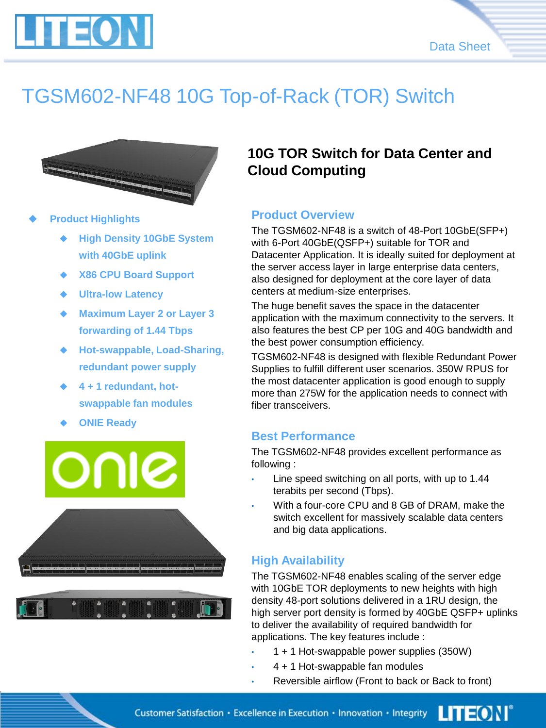# TGSM602-NF48 10G Top-of-Rack (TOR) Switch

- **Product Highlights**
  - **High Density 10GbE System with 40GbE uplink**
  - **X86 CPU Board Support**
  - **Ultra-low Latency**
  - **Maximum Layer 2 or Layer 3 forwarding of 1.44 Tbps**
  - **Hot-swappable, Load-Sharing, redundant power supply**
  - **4 + 1 redundant, hot-swappable fan modules**
  - **ONIE Ready**

## 10G TOR Switch for Data Center and Cloud Computing

### Product Overview

The TGSM602-NF48 is a switch of 48-Port 10GbE(SFP+) with 6-Port 40GbE(QSFP+) suitable for TOR and Datacenter Application. It is ideally suited for deployment at the server access layer in large enterprise data centers, also designed for deployment at the core layer of data centers at medium-size enterprises.

The huge benefit saves the space in the datacenter application with the maximum connectivity to the servers. It also features the best CP per 10G and 40G bandwidth and the best power consumption efficiency.

TGSM602-NF48 is designed with flexible Redundant Power Supplies to fulfill different user scenarios. 350W RPUS for the most datacenter application is good enough to supply more than 275W for the application needs to connect with fiber transceivers.

### Best Performance

The TGSM602-NF48 provides excellent performance as following :

- Line speed switching on all ports, with up to 1.44 terabits per second (Tbps).
- With a four-core CPU and 8 GB of DRAM, make the switch excellent for massively scalable data centers and big data applications.

### High Availability

The TGSM602-NF48 enables scaling of the server edge with 10GbE TOR deployments to new heights with high density 48-port solutions delivered in a 1RU design, the high server port density is formed by 40GbE QSFP+ uplinks to deliver the availability of required bandwidth for applications. The key features include :

- 1 + 1 Hot-swappable power supplies (350W)
- 4 + 1 Hot-swappable fan modules
- Reversible airflow (Front to back or Back to front)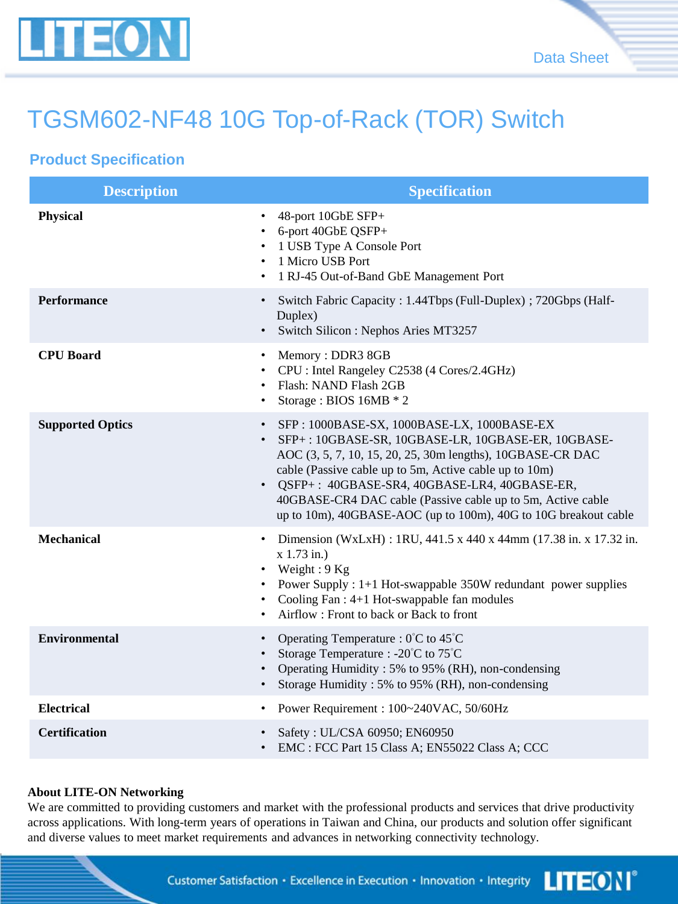# TGSM602-NF48 10G Top-of-Rack (TOR) Switch

## Product Specification

| Description | Specification |
|---|---|
| **Physical** | • 48-port 10GbE SFP+<br>• 6-port 40GbE QSFP+<br>• 1 USB Type A Console Port<br>• 1 Micro USB Port<br>• 1 RJ-45 Out-of-Band GbE Management Port |
| **Performance** | • Switch Fabric Capacity : 1.44Tbps (Full-Duplex) ; 720Gbps (Half-Duplex)<br>• Switch Silicon : Nephos Aries MT3257 |
| **CPU Board** | • Memory : DDR3 8GB<br>• CPU : Intel Rangeley C2538 (4 Cores/2.4GHz)<br>• Flash: NAND Flash 2GB<br>• Storage : BIOS 16MB * 2 |
| **Supported Optics** | • SFP : 1000BASE-SX, 1000BASE-LX, 1000BASE-EX<br>• SFP+ : 10GBASE-SR, 10GBASE-LR, 10GBASE-ER, 10GBASE-AOC (3, 5, 7, 10, 15, 20, 25, 30m lengths), 10GBASE-CR DAC cable (Passive cable up to 5m, Active cable up to 10m)<br>• QSFP+ : 40GBASE-SR4, 40GBASE-LR4, 40GBASE-ER, 40GBASE-CR4 DAC cable (Passive cable up to 5m, Active cable up to 10m), 40GBASE-AOC (up to 100m), 40G to 10G breakout cable |
| **Mechanical** | • Dimension (WxLxH) : 1RU, 441.5 x 440 x 44mm (17.38 in. x 17.32 in. x 1.73 in.)<br>• Weight : 9 Kg<br>• Power Supply : 1+1 Hot-swappable 350W redundant power supplies<br>• Cooling Fan : 4+1 Hot-swappable fan modules<br>• Airflow : Front to back or Back to front |
| **Environmental** | • Operating Temperature : 0°C to 45°C<br>• Storage Temperature : -20°C to 75°C<br>• Operating Humidity : 5% to 95% (RH), non-condensing<br>• Storage Humidity : 5% to 95% (RH), non-condensing |
| **Electrical** | • Power Requirement : 100~240VAC, 50/60Hz |
| **Certification** | • Safety : UL/CSA 60950; EN60950<br>• EMC : FCC Part 15 Class A; EN55022 Class A; CCC |

**About LITE-ON Networking**

We are committed to providing customers and market with the professional products and services that drive productivity across applications. With long-term years of operations in Taiwan and China, our products and solution offer significant and diverse values to meet market requirements and advances in networking connectivity technology.

Customer Satisfaction • Excellence in Execution • Innovation • Integrity